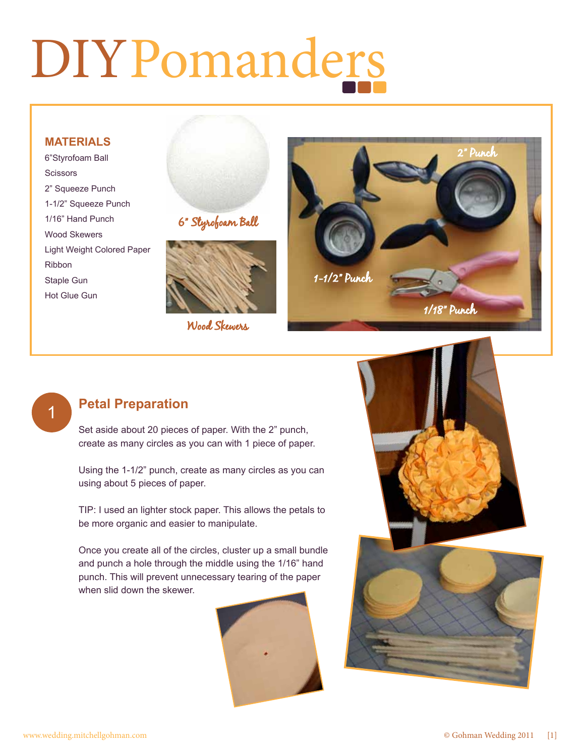# DIY Pomanders

## MATERIALS

- 6"Styrofoam Ball
- Scissors
- 2" Squeeze Punch
- 1-1/2" Squeeze Punch
- 1/16" Hand Punch
- Wood Skewers
- Light Weight Colored Paper
- Ribbon
- Staple Gun
- Hot Glue Gun

6" Styrofoam Ball

Wood Skewers

2" Punch

1-1/2" Punch

1/18" Punch

## 1 Petal Preparation

Set aside about 20 pieces of paper. With the 2" punch, create as many circles as you can with 1 piece of paper.

Using the 1-1/2" punch, create as many circles as you can using about 5 pieces of paper.

TIP: I used an lighter stock paper. This allows the petals to be more organic and easier to manipulate.

Once you create all of the circles, cluster up a small bundle and punch a hole through the middle using the 1/16" hand punch. This will prevent unnecessary tearing of the paper when slid down the skewer.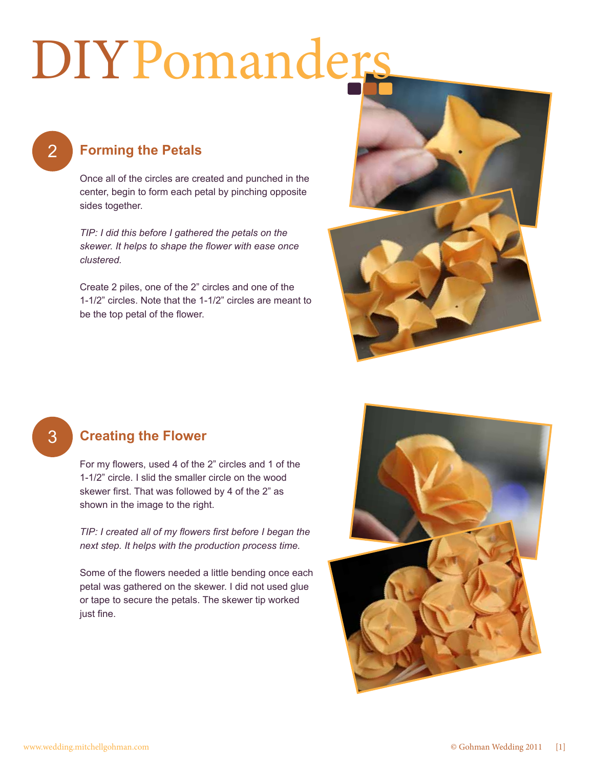# DIY Pomanders

## 2 Forming the Petals

Once all of the circles are created and punched in the center, begin to form each petal by pinching opposite sides together.

*TIP: I did this before I gathered the petals on the skewer. It helps to shape the flower with ease once clustered.*

Create 2 piles, one of the 2" circles and one of the 1-1/2" circles. Note that the 1-1/2" circles are meant to be the top petal of the flower.

## 3 Creating the Flower

For my flowers, used 4 of the 2" circles and 1 of the 1-1/2" circle. I slid the smaller circle on the wood skewer first. That was followed by 4 of the 2" as shown in the image to the right.

*TIP: I created all of my flowers first before I began the next step. It helps with the production process time.*

Some of the flowers needed a little bending once each petal was gathered on the skewer. I did not used glue or tape to secure the petals. The skewer tip worked just fine.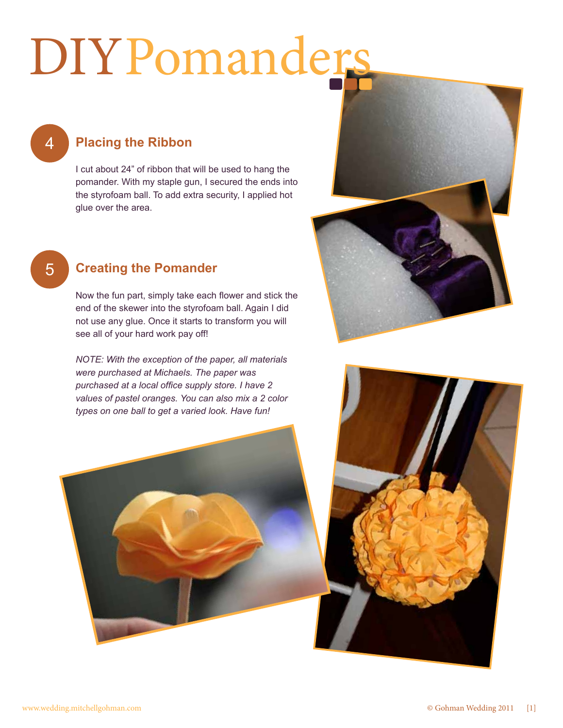# DIY Pomanders

## 4 Placing the Ribbon

I cut about 24" of ribbon that will be used to hang the pomander. With my staple gun, I secured the ends into the styrofoam ball. To add extra security, I applied hot glue over the area.

## 5 Creating the Pomander

Now the fun part, simply take each flower and stick the end of the skewer into the styrofoam ball. Again I did not use any glue. Once it starts to transform you will see all of your hard work pay off!

*NOTE: With the exception of the paper, all materials were purchased at Michaels. The paper was purchased at a local office supply store. I have 2 values of pastel oranges. You can also mix a 2 color types on one ball to get a varied look. Have fun!*